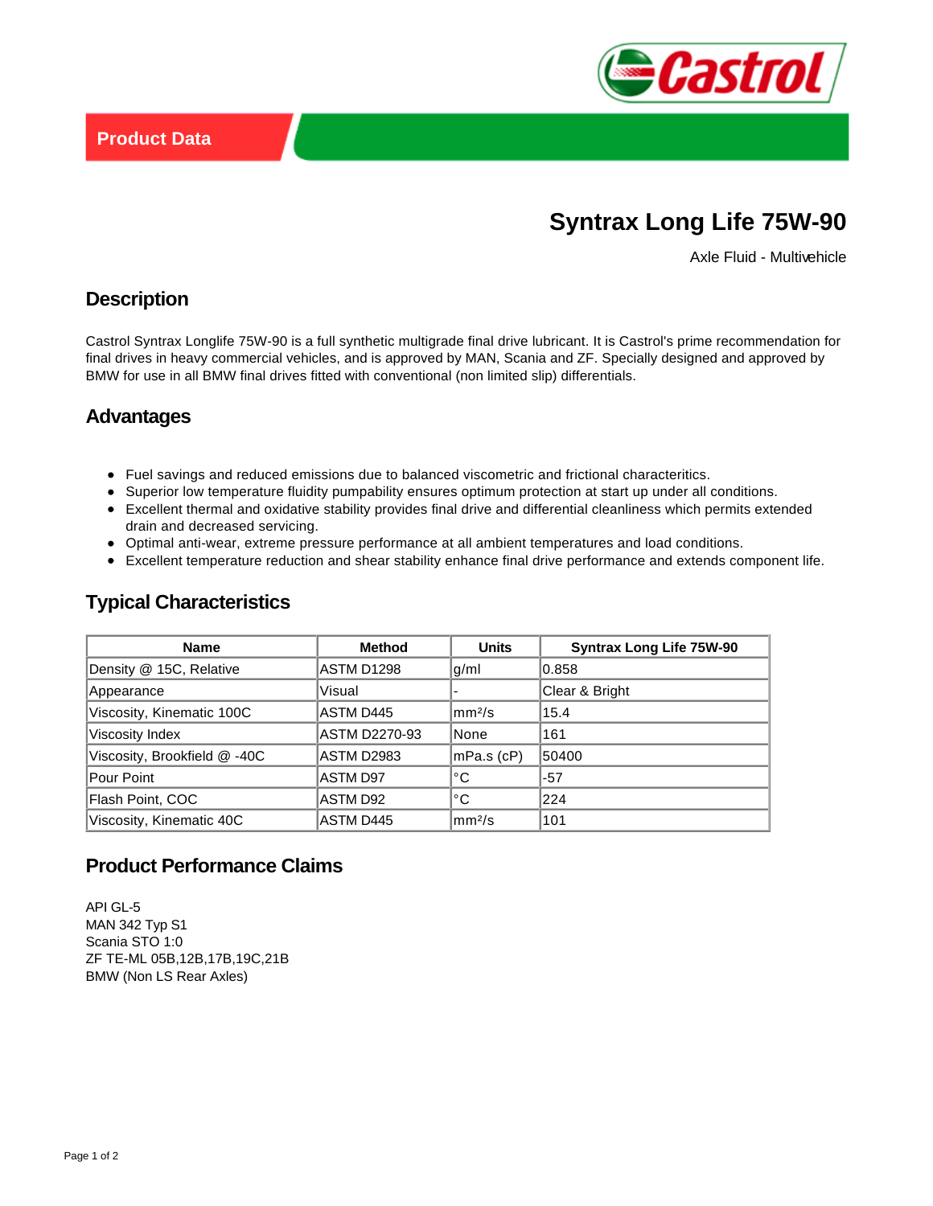Product Data

# Syntrax Long Life 75W-90

Axle Fluid - Multivehicle

## Description

Castrol Syntrax Longlife 75W-90 is a full synthetic multigrade final drive lubricant. It is Castrol's prime recommendation for final drives in heavy commercial vehicles, and is approved by MAN, Scania and ZF. Specially designed and approved by BMW for use in all BMW final drives fitted with conventional (non limited slip) differentials.

## Advantages

- Fuel savings and reduced emissions due to balanced viscometric and frictional characteritics.
- Superior low temperature fluidity pumpability ensures optimum protection at start up under all conditions.
- Excellent thermal and oxidative stability provides final drive and differential cleanliness which permits extended drain and decreased servicing.
- Optimal anti-wear, extreme pressure performance at all ambient temperatures and load conditions.
- Excellent temperature reduction and shear stability enhance final drive performance and extends component life.

## Typical Characteristics

| Name | Method | Units | Syntrax Long Life 75W-90 |
|---|---|---|---|
| Density @ 15C, Relative | ASTM D1298 | g/ml | 0.858 |
| Appearance | Visual | - | Clear & Bright |
| Viscosity, Kinematic 100C | ASTM D445 | mm²/s | 15.4 |
| Viscosity Index | ASTM D2270-93 | None | 161 |
| Viscosity, Brookfield @ -40C | ASTM D2983 | mPa.s (cP) | 50400 |
| Pour Point | ASTM D97 | °C | -57 |
| Flash Point, COC | ASTM D92 | °C | 224 |
| Viscosity, Kinematic 40C | ASTM D445 | mm²/s | 101 |

## Product Performance Claims

API GL-5
MAN 342 Typ S1
Scania STO 1:0
ZF TE-ML 05B,12B,17B,19C,21B
BMW (Non LS Rear Axles)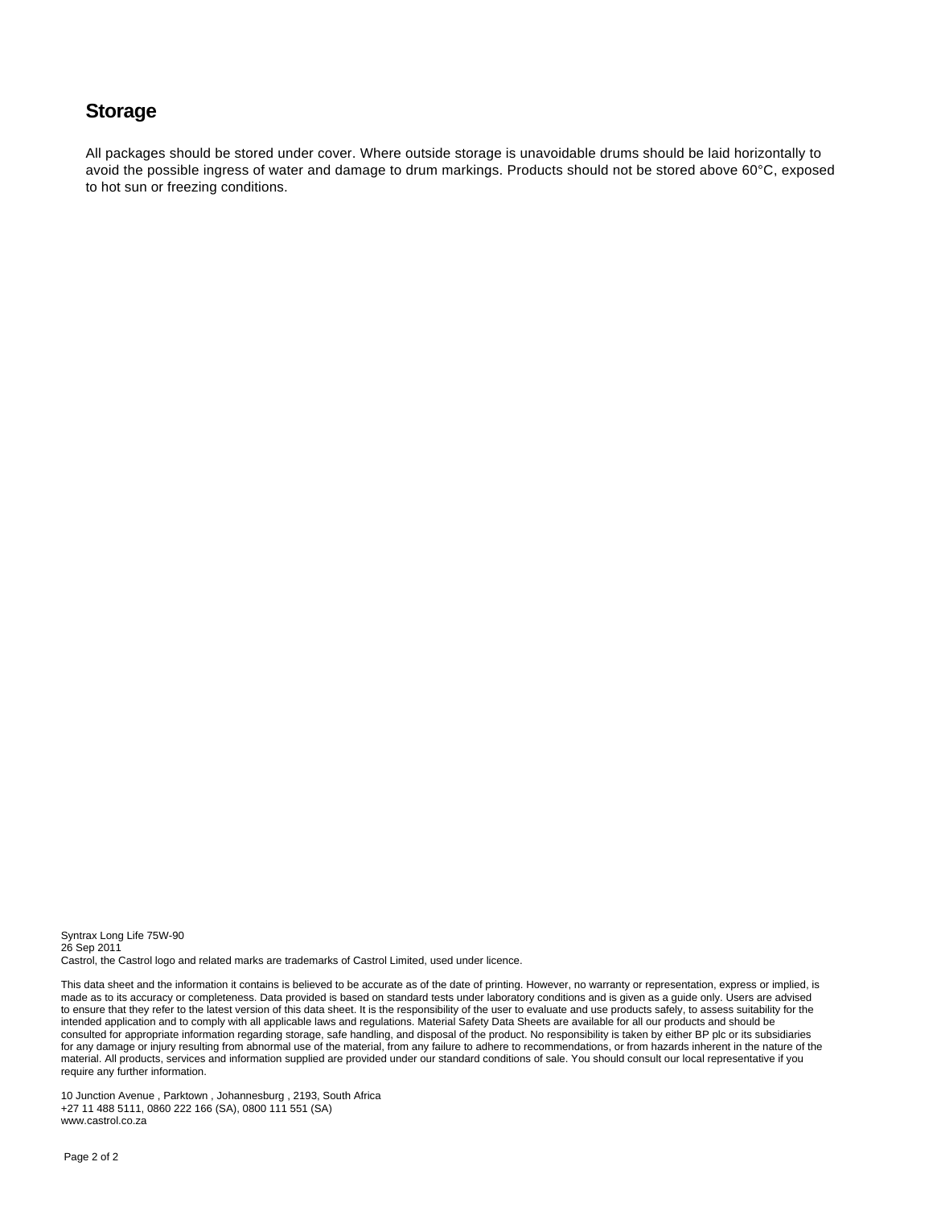## Storage

All packages should be stored under cover. Where outside storage is unavoidable drums should be laid horizontally to avoid the possible ingress of water and damage to drum markings. Products should not be stored above 60°C, exposed to hot sun or freezing conditions.

Syntrax Long Life 75W-90
26 Sep 2011
Castrol, the Castrol logo and related marks are trademarks of Castrol Limited, used under licence.

This data sheet and the information it contains is believed to be accurate as of the date of printing. However, no warranty or representation, express or implied, is made as to its accuracy or completeness. Data provided is based on standard tests under laboratory conditions and is given as a guide only. Users are advised to ensure that they refer to the latest version of this data sheet. It is the responsibility of the user to evaluate and use products safely, to assess suitability for the intended application and to comply with all applicable laws and regulations. Material Safety Data Sheets are available for all our products and should be consulted for appropriate information regarding storage, safe handling, and disposal of the product. No responsibility is taken by either BP plc or its subsidiaries for any damage or injury resulting from abnormal use of the material, from any failure to adhere to recommendations, or from hazards inherent in the nature of the material. All products, services and information supplied are provided under our standard conditions of sale. You should consult our local representative if you require any further information.

10 Junction Avenue , Parktown , Johannesburg , 2193, South Africa
+27 11 488 5111, 0860 222 166 (SA), 0800 111 551 (SA)
www.castrol.co.za